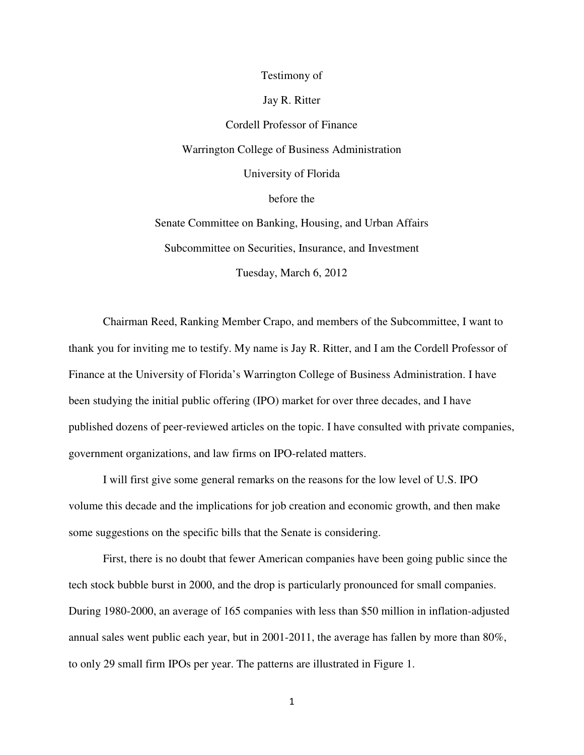Testimony of

Jay R. Ritter

Cordell Professor of Finance

Warrington College of Business Administration

University of Florida

before the

Senate Committee on Banking, Housing, and Urban Affairs

Subcommittee on Securities, Insurance, and Investment

Tuesday, March 6, 2012

Chairman Reed, Ranking Member Crapo, and members of the Subcommittee, I want to thank you for inviting me to testify. My name is Jay R. Ritter, and I am the Cordell Professor of Finance at the University of Florida's Warrington College of Business Administration. I have been studying the initial public offering (IPO) market for over three decades, and I have published dozens of peer-reviewed articles on the topic. I have consulted with private companies, government organizations, and law firms on IPO-related matters.

I will first give some general remarks on the reasons for the low level of U.S. IPO volume this decade and the implications for job creation and economic growth, and then make some suggestions on the specific bills that the Senate is considering.

First, there is no doubt that fewer American companies have been going public since the tech stock bubble burst in 2000, and the drop is particularly pronounced for small companies. During 1980-2000, an average of 165 companies with less than $50 million in inflation-adjusted annual sales went public each year, but in 2001-2011, the average has fallen by more than 80%, to only 29 small firm IPOs per year. The patterns are illustrated in Figure 1.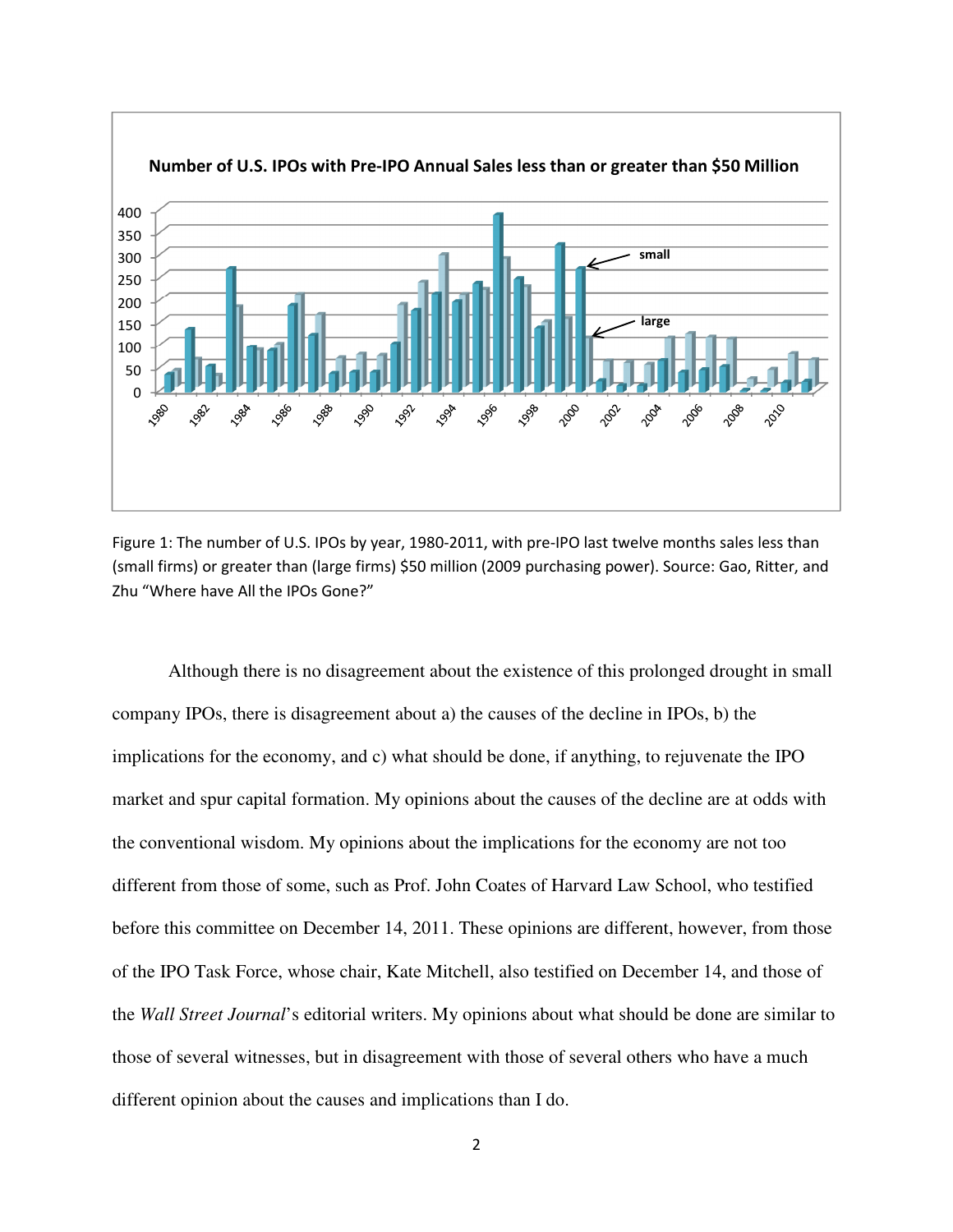Figure 1: The number of U.S. IPOs by year, 1980-2011, with pre-IPO last twelve months sales less than (small firms) or greater than (large firms) $50 million (2009 purchasing power). Source: Gao, Ritter, and Zhu "Where have All the IPOs Gone?"

Although there is no disagreement about the existence of this prolonged drought in small company IPOs, there is disagreement about a) the causes of the decline in IPOs, b) the implications for the economy, and c) what should be done, if anything, to rejuvenate the IPO market and spur capital formation. My opinions about the causes of the decline are at odds with the conventional wisdom. My opinions about the implications for the economy are not too different from those of some, such as Prof. John Coates of Harvard Law School, who testified before this committee on December 14, 2011. These opinions are different, however, from those of the IPO Task Force, whose chair, Kate Mitchell, also testified on December 14, and those of the *Wall Street Journal*'s editorial writers. My opinions about what should be done are similar to those of several witnesses, but in disagreement with those of several others who have a much different opinion about the causes and implications than I do.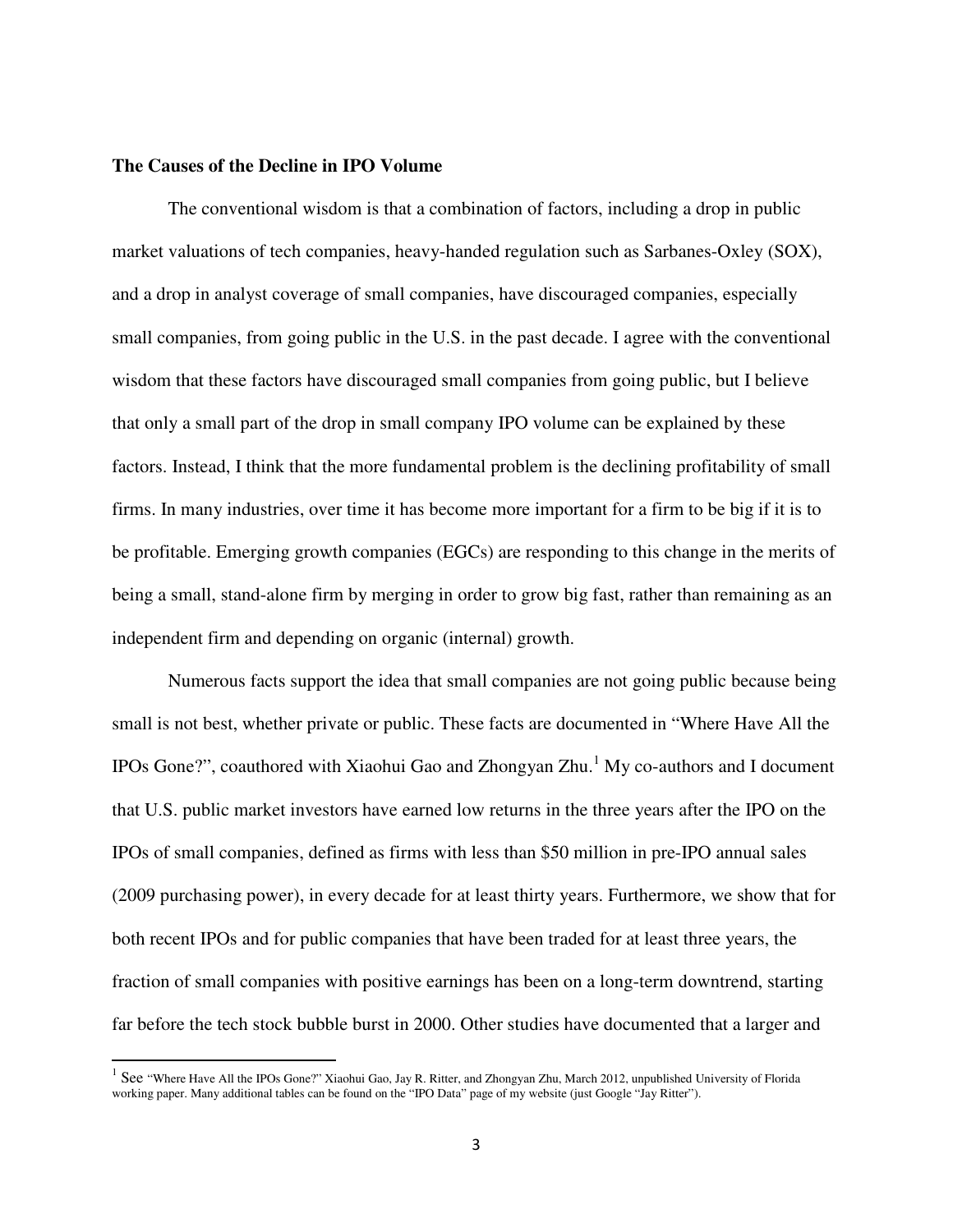## The Causes of the Decline in IPO Volume

The conventional wisdom is that a combination of factors, including a drop in public market valuations of tech companies, heavy-handed regulation such as Sarbanes-Oxley (SOX), and a drop in analyst coverage of small companies, have discouraged companies, especially small companies, from going public in the U.S. in the past decade. I agree with the conventional wisdom that these factors have discouraged small companies from going public, but I believe that only a small part of the drop in small company IPO volume can be explained by these factors. Instead, I think that the more fundamental problem is the declining profitability of small firms. In many industries, over time it has become more important for a firm to be big if it is to be profitable. Emerging growth companies (EGCs) are responding to this change in the merits of being a small, stand-alone firm by merging in order to grow big fast, rather than remaining as an independent firm and depending on organic (internal) growth.

Numerous facts support the idea that small companies are not going public because being small is not best, whether private or public. These facts are documented in "Where Have All the IPOs Gone?", coauthored with Xiaohui Gao and Zhongyan Zhu.[1] My co-authors and I document that U.S. public market investors have earned low returns in the three years after the IPO on the IPOs of small companies, defined as firms with less than $50 million in pre-IPO annual sales (2009 purchasing power), in every decade for at least thirty years. Furthermore, we show that for both recent IPOs and for public companies that have been traded for at least three years, the fraction of small companies with positive earnings has been on a long-term downtrend, starting far before the tech stock bubble burst in 2000. Other studies have documented that a larger and

[1] See "Where Have All the IPOs Gone?" Xiaohui Gao, Jay R. Ritter, and Zhongyan Zhu, March 2012, unpublished University of Florida working paper. Many additional tables can be found on the "IPO Data" page of my website (just Google "Jay Ritter").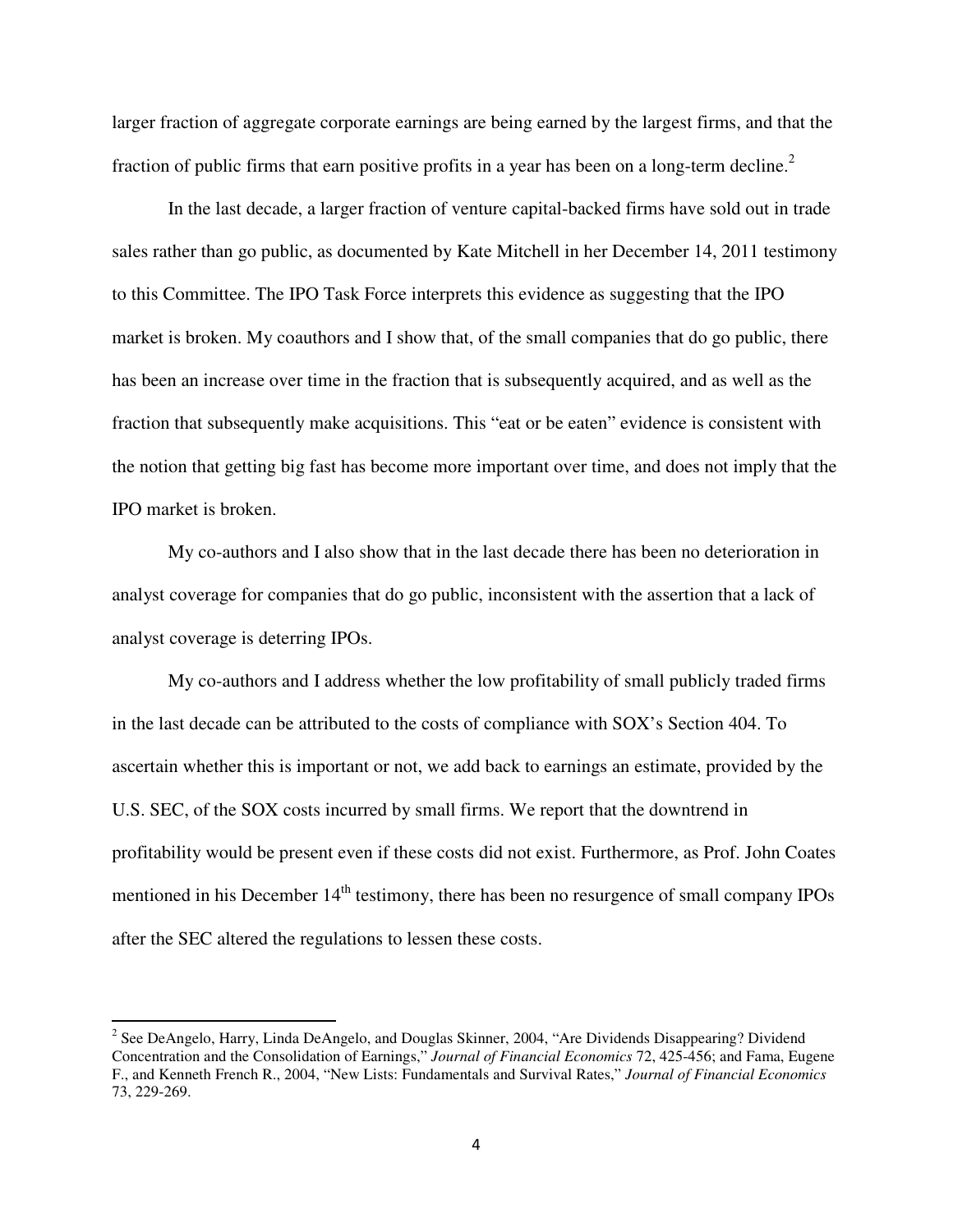larger fraction of aggregate corporate earnings are being earned by the largest firms, and that the fraction of public firms that earn positive profits in a year has been on a long-term decline.[2]

In the last decade, a larger fraction of venture capital-backed firms have sold out in trade sales rather than go public, as documented by Kate Mitchell in her December 14, 2011 testimony to this Committee. The IPO Task Force interprets this evidence as suggesting that the IPO market is broken. My coauthors and I show that, of the small companies that do go public, there has been an increase over time in the fraction that is subsequently acquired, and as well as the fraction that subsequently make acquisitions. This "eat or be eaten" evidence is consistent with the notion that getting big fast has become more important over time, and does not imply that the IPO market is broken.

My co-authors and I also show that in the last decade there has been no deterioration in analyst coverage for companies that do go public, inconsistent with the assertion that a lack of analyst coverage is deterring IPOs.

My co-authors and I address whether the low profitability of small publicly traded firms in the last decade can be attributed to the costs of compliance with SOX's Section 404. To ascertain whether this is important or not, we add back to earnings an estimate, provided by the U.S. SEC, of the SOX costs incurred by small firms. We report that the downtrend in profitability would be present even if these costs did not exist. Furthermore, as Prof. John Coates mentioned in his December 14th testimony, there has been no resurgence of small company IPOs after the SEC altered the regulations to lessen these costs.

[2] See DeAngelo, Harry, Linda DeAngelo, and Douglas Skinner, 2004, "Are Dividends Disappearing? Dividend Concentration and the Consolidation of Earnings," *Journal of Financial Economics* 72, 425-456; and Fama, Eugene F., and Kenneth French R., 2004, "New Lists: Fundamentals and Survival Rates," *Journal of Financial Economics* 73, 229-269.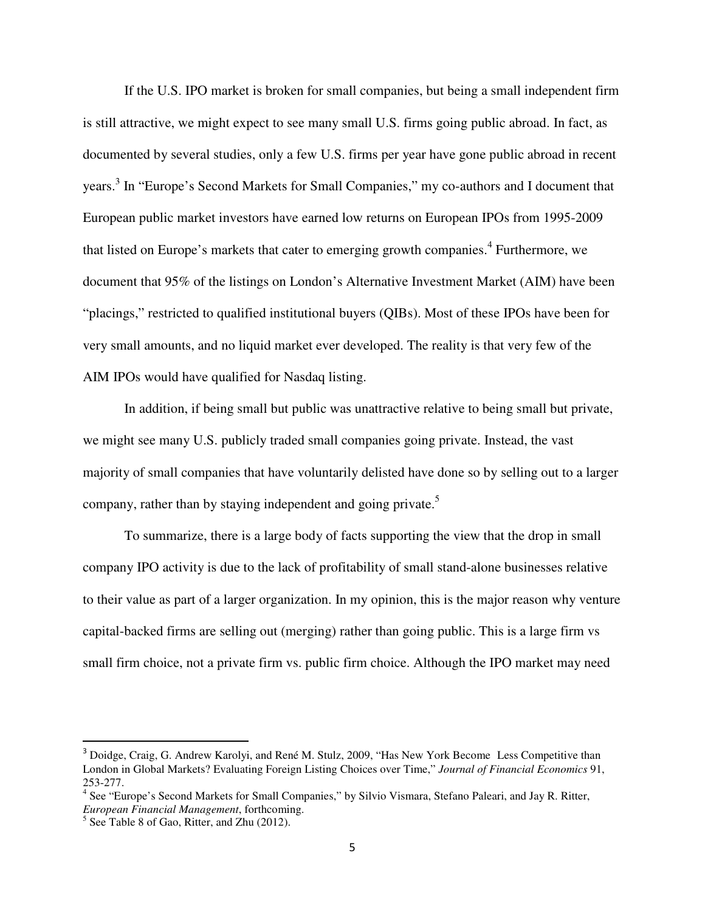If the U.S. IPO market is broken for small companies, but being a small independent firm is still attractive, we might expect to see many small U.S. firms going public abroad. In fact, as documented by several studies, only a few U.S. firms per year have gone public abroad in recent years.[3] In "Europe's Second Markets for Small Companies," my co-authors and I document that European public market investors have earned low returns on European IPOs from 1995-2009 that listed on Europe's markets that cater to emerging growth companies.[4] Furthermore, we document that 95% of the listings on London's Alternative Investment Market (AIM) have been "placings," restricted to qualified institutional buyers (QIBs). Most of these IPOs have been for very small amounts, and no liquid market ever developed. The reality is that very few of the AIM IPOs would have qualified for Nasdaq listing.

In addition, if being small but public was unattractive relative to being small but private, we might see many U.S. publicly traded small companies going private. Instead, the vast majority of small companies that have voluntarily delisted have done so by selling out to a larger company, rather than by staying independent and going private.[5]

To summarize, there is a large body of facts supporting the view that the drop in small company IPO activity is due to the lack of profitability of small stand-alone businesses relative to their value as part of a larger organization. In my opinion, this is the major reason why venture capital-backed firms are selling out (merging) rather than going public. This is a large firm vs small firm choice, not a private firm vs. public firm choice. Although the IPO market may need

---

[3] Doidge, Craig, G. Andrew Karolyi, and René M. Stulz, 2009, "Has New York Become Less Competitive than London in Global Markets? Evaluating Foreign Listing Choices over Time," *Journal of Financial Economics* 91, 253-277.

[4] See "Europe's Second Markets for Small Companies," by Silvio Vismara, Stefano Paleari, and Jay R. Ritter, *European Financial Management*, forthcoming.

[5] See Table 8 of Gao, Ritter, and Zhu (2012).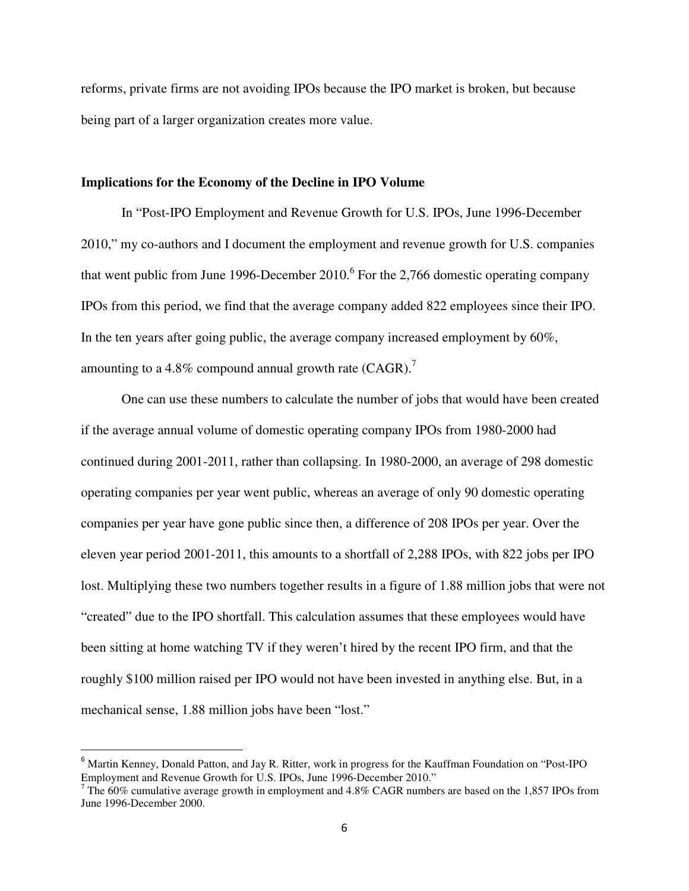reforms, private firms are not avoiding IPOs because the IPO market is broken, but because being part of a larger organization creates more value.

**Implications for the Economy of the Decline in IPO Volume**

In "Post-IPO Employment and Revenue Growth for U.S. IPOs, June 1996-December 2010," my co-authors and I document the employment and revenue growth for U.S. companies that went public from June 1996-December 2010.[6] For the 2,766 domestic operating company IPOs from this period, we find that the average company added 822 employees since their IPO. In the ten years after going public, the average company increased employment by 60%, amounting to a 4.8% compound annual growth rate (CAGR).[7]

One can use these numbers to calculate the number of jobs that would have been created if the average annual volume of domestic operating company IPOs from 1980-2000 had continued during 2001-2011, rather than collapsing. In 1980-2000, an average of 298 domestic operating companies per year went public, whereas an average of only 90 domestic operating companies per year have gone public since then, a difference of 208 IPOs per year. Over the eleven year period 2001-2011, this amounts to a shortfall of 2,288 IPOs, with 822 jobs per IPO lost. Multiplying these two numbers together results in a figure of 1.88 million jobs that were not "created" due to the IPO shortfall. This calculation assumes that these employees would have been sitting at home watching TV if they weren't hired by the recent IPO firm, and that the roughly $100 million raised per IPO would not have been invested in anything else. But, in a mechanical sense, 1.88 million jobs have been "lost."

---

[6] Martin Kenney, Donald Patton, and Jay R. Ritter, work in progress for the Kauffman Foundation on "Post-IPO Employment and Revenue Growth for U.S. IPOs, June 1996-December 2010."

[7] The 60% cumulative average growth in employment and 4.8% CAGR numbers are based on the 1,857 IPOs from June 1996-December 2000.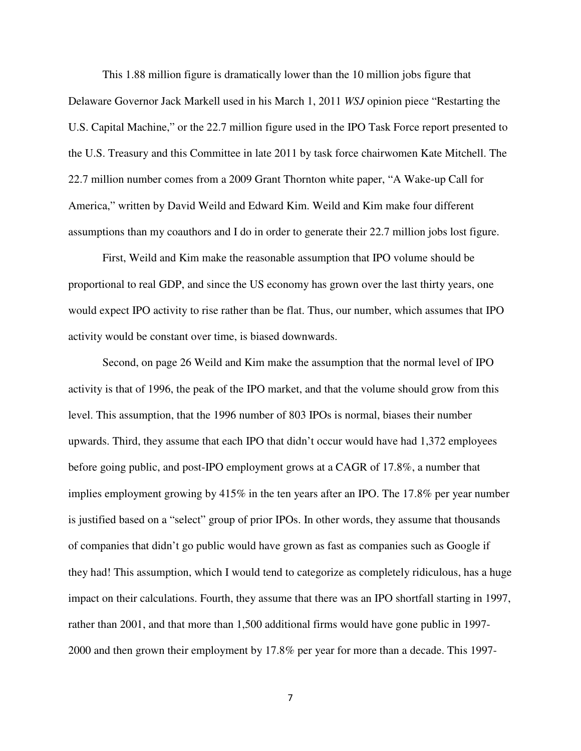This 1.88 million figure is dramatically lower than the 10 million jobs figure that Delaware Governor Jack Markell used in his March 1, 2011 *WSJ* opinion piece "Restarting the U.S. Capital Machine," or the 22.7 million figure used in the IPO Task Force report presented to the U.S. Treasury and this Committee in late 2011 by task force chairwomen Kate Mitchell. The 22.7 million number comes from a 2009 Grant Thornton white paper, "A Wake-up Call for America," written by David Weild and Edward Kim. Weild and Kim make four different assumptions than my coauthors and I do in order to generate their 22.7 million jobs lost figure.

First, Weild and Kim make the reasonable assumption that IPO volume should be proportional to real GDP, and since the US economy has grown over the last thirty years, one would expect IPO activity to rise rather than be flat. Thus, our number, which assumes that IPO activity would be constant over time, is biased downwards.

Second, on page 26 Weild and Kim make the assumption that the normal level of IPO activity is that of 1996, the peak of the IPO market, and that the volume should grow from this level. This assumption, that the 1996 number of 803 IPOs is normal, biases their number upwards. Third, they assume that each IPO that didn't occur would have had 1,372 employees before going public, and post-IPO employment grows at a CAGR of 17.8%, a number that implies employment growing by 415% in the ten years after an IPO. The 17.8% per year number is justified based on a "select" group of prior IPOs. In other words, they assume that thousands of companies that didn't go public would have grown as fast as companies such as Google if they had! This assumption, which I would tend to categorize as completely ridiculous, has a huge impact on their calculations. Fourth, they assume that there was an IPO shortfall starting in 1997, rather than 2001, and that more than 1,500 additional firms would have gone public in 1997-2000 and then grown their employment by 17.8% per year for more than a decade. This 1997-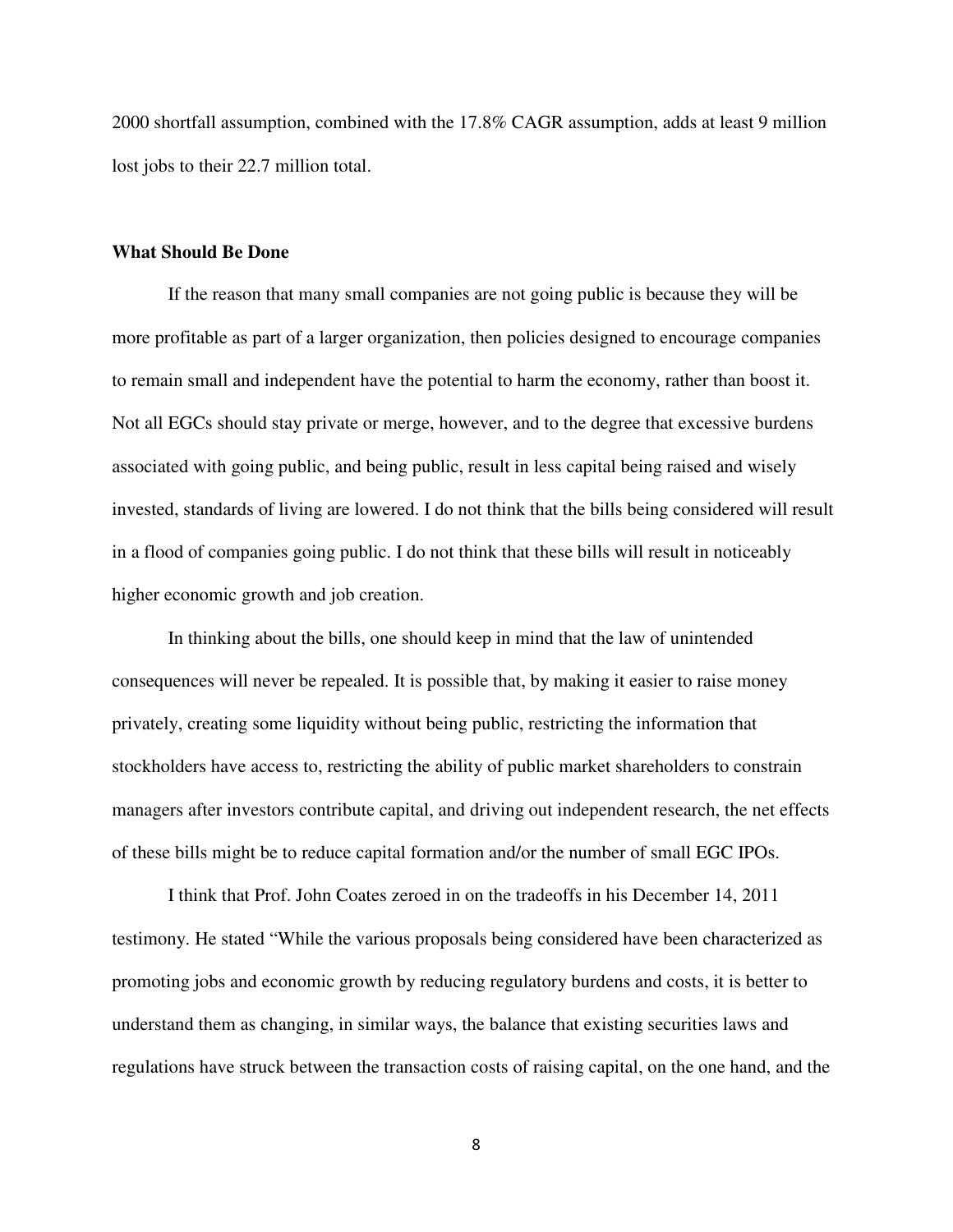2000 shortfall assumption, combined with the 17.8% CAGR assumption, adds at least 9 million lost jobs to their 22.7 million total.

**What Should Be Done**

If the reason that many small companies are not going public is because they will be more profitable as part of a larger organization, then policies designed to encourage companies to remain small and independent have the potential to harm the economy, rather than boost it. Not all EGCs should stay private or merge, however, and to the degree that excessive burdens associated with going public, and being public, result in less capital being raised and wisely invested, standards of living are lowered. I do not think that the bills being considered will result in a flood of companies going public. I do not think that these bills will result in noticeably higher economic growth and job creation.

In thinking about the bills, one should keep in mind that the law of unintended consequences will never be repealed. It is possible that, by making it easier to raise money privately, creating some liquidity without being public, restricting the information that stockholders have access to, restricting the ability of public market shareholders to constrain managers after investors contribute capital, and driving out independent research, the net effects of these bills might be to reduce capital formation and/or the number of small EGC IPOs.

I think that Prof. John Coates zeroed in on the tradeoffs in his December 14, 2011 testimony. He stated "While the various proposals being considered have been characterized as promoting jobs and economic growth by reducing regulatory burdens and costs, it is better to understand them as changing, in similar ways, the balance that existing securities laws and regulations have struck between the transaction costs of raising capital, on the one hand, and the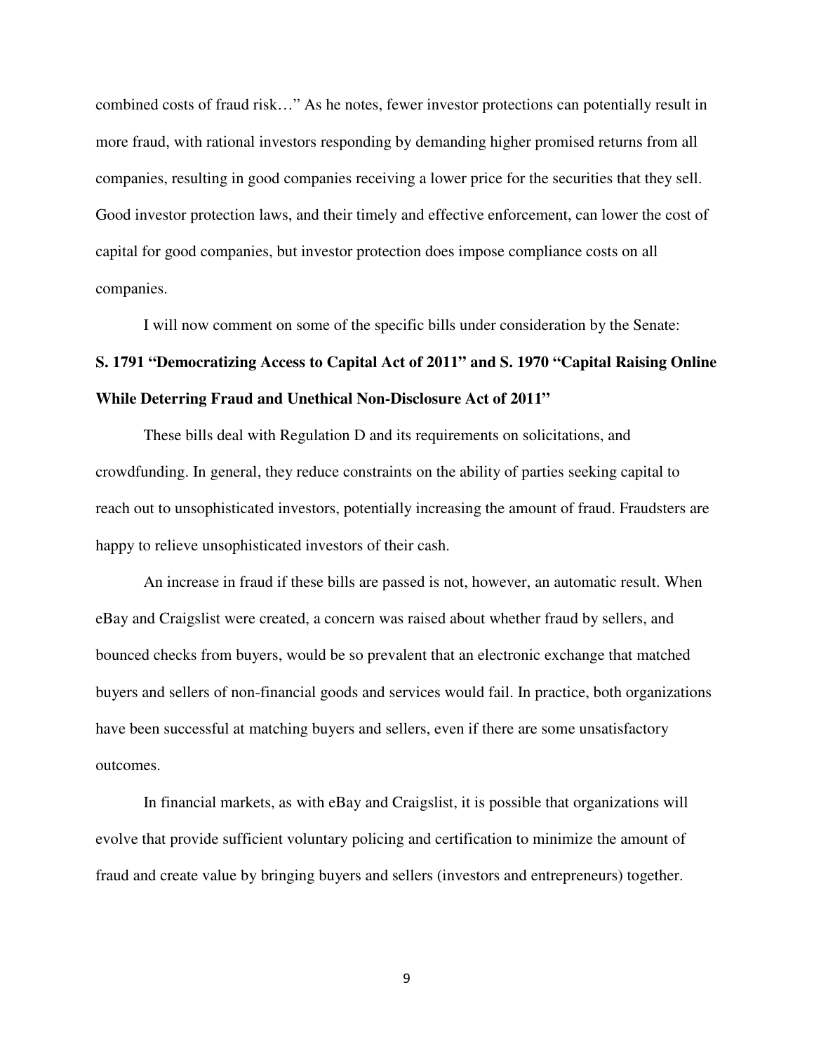combined costs of fraud risk…" As he notes, fewer investor protections can potentially result in more fraud, with rational investors responding by demanding higher promised returns from all companies, resulting in good companies receiving a lower price for the securities that they sell. Good investor protection laws, and their timely and effective enforcement, can lower the cost of capital for good companies, but investor protection does impose compliance costs on all companies.

I will now comment on some of the specific bills under consideration by the Senate:

**S. 1791 "Democratizing Access to Capital Act of 2011" and S. 1970 "Capital Raising Online While Deterring Fraud and Unethical Non-Disclosure Act of 2011"**

These bills deal with Regulation D and its requirements on solicitations, and crowdfunding. In general, they reduce constraints on the ability of parties seeking capital to reach out to unsophisticated investors, potentially increasing the amount of fraud. Fraudsters are happy to relieve unsophisticated investors of their cash.

An increase in fraud if these bills are passed is not, however, an automatic result. When eBay and Craigslist were created, a concern was raised about whether fraud by sellers, and bounced checks from buyers, would be so prevalent that an electronic exchange that matched buyers and sellers of non-financial goods and services would fail. In practice, both organizations have been successful at matching buyers and sellers, even if there are some unsatisfactory outcomes.

In financial markets, as with eBay and Craigslist, it is possible that organizations will evolve that provide sufficient voluntary policing and certification to minimize the amount of fraud and create value by bringing buyers and sellers (investors and entrepreneurs) together.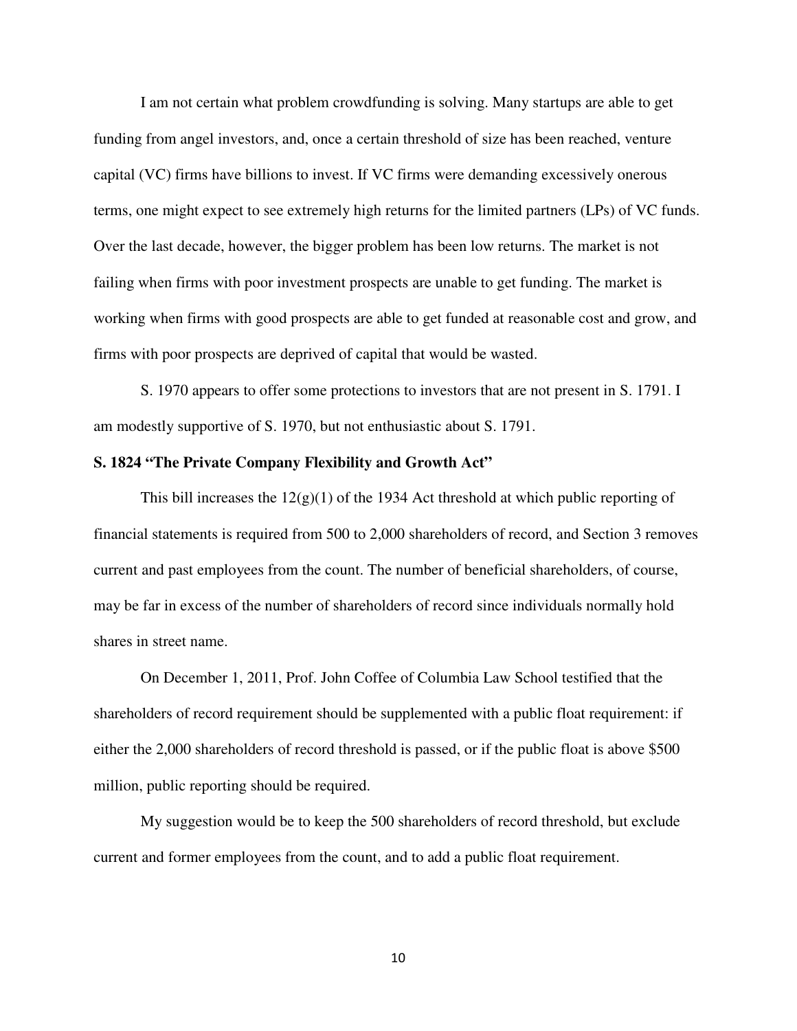I am not certain what problem crowdfunding is solving. Many startups are able to get funding from angel investors, and, once a certain threshold of size has been reached, venture capital (VC) firms have billions to invest. If VC firms were demanding excessively onerous terms, one might expect to see extremely high returns for the limited partners (LPs) of VC funds. Over the last decade, however, the bigger problem has been low returns. The market is not failing when firms with poor investment prospects are unable to get funding. The market is working when firms with good prospects are able to get funded at reasonable cost and grow, and firms with poor prospects are deprived of capital that would be wasted.

S. 1970 appears to offer some protections to investors that are not present in S. 1791. I am modestly supportive of S. 1970, but not enthusiastic about S. 1791.

**S. 1824 "The Private Company Flexibility and Growth Act"**

This bill increases the 12(g)(1) of the 1934 Act threshold at which public reporting of financial statements is required from 500 to 2,000 shareholders of record, and Section 3 removes current and past employees from the count. The number of beneficial shareholders, of course, may be far in excess of the number of shareholders of record since individuals normally hold shares in street name.

On December 1, 2011, Prof. John Coffee of Columbia Law School testified that the shareholders of record requirement should be supplemented with a public float requirement: if either the 2,000 shareholders of record threshold is passed, or if the public float is above $500 million, public reporting should be required.

My suggestion would be to keep the 500 shareholders of record threshold, but exclude current and former employees from the count, and to add a public float requirement.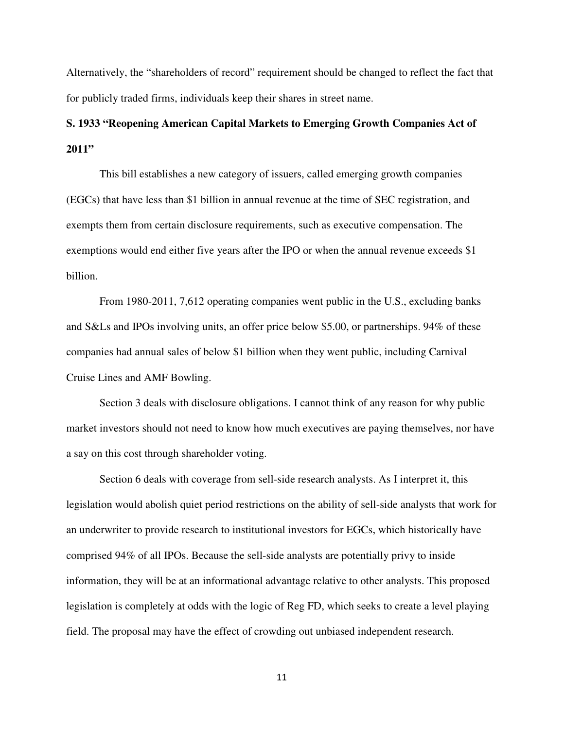Alternatively, the "shareholders of record" requirement should be changed to reflect the fact that for publicly traded firms, individuals keep their shares in street name.

**S. 1933 "Reopening American Capital Markets to Emerging Growth Companies Act of 2011"**

This bill establishes a new category of issuers, called emerging growth companies (EGCs) that have less than $1 billion in annual revenue at the time of SEC registration, and exempts them from certain disclosure requirements, such as executive compensation. The exemptions would end either five years after the IPO or when the annual revenue exceeds $1 billion.

From 1980-2011, 7,612 operating companies went public in the U.S., excluding banks and S&Ls and IPOs involving units, an offer price below $5.00, or partnerships. 94% of these companies had annual sales of below $1 billion when they went public, including Carnival Cruise Lines and AMF Bowling.

Section 3 deals with disclosure obligations. I cannot think of any reason for why public market investors should not need to know how much executives are paying themselves, nor have a say on this cost through shareholder voting.

Section 6 deals with coverage from sell-side research analysts. As I interpret it, this legislation would abolish quiet period restrictions on the ability of sell-side analysts that work for an underwriter to provide research to institutional investors for EGCs, which historically have comprised 94% of all IPOs. Because the sell-side analysts are potentially privy to inside information, they will be at an informational advantage relative to other analysts. This proposed legislation is completely at odds with the logic of Reg FD, which seeks to create a level playing field. The proposal may have the effect of crowding out unbiased independent research.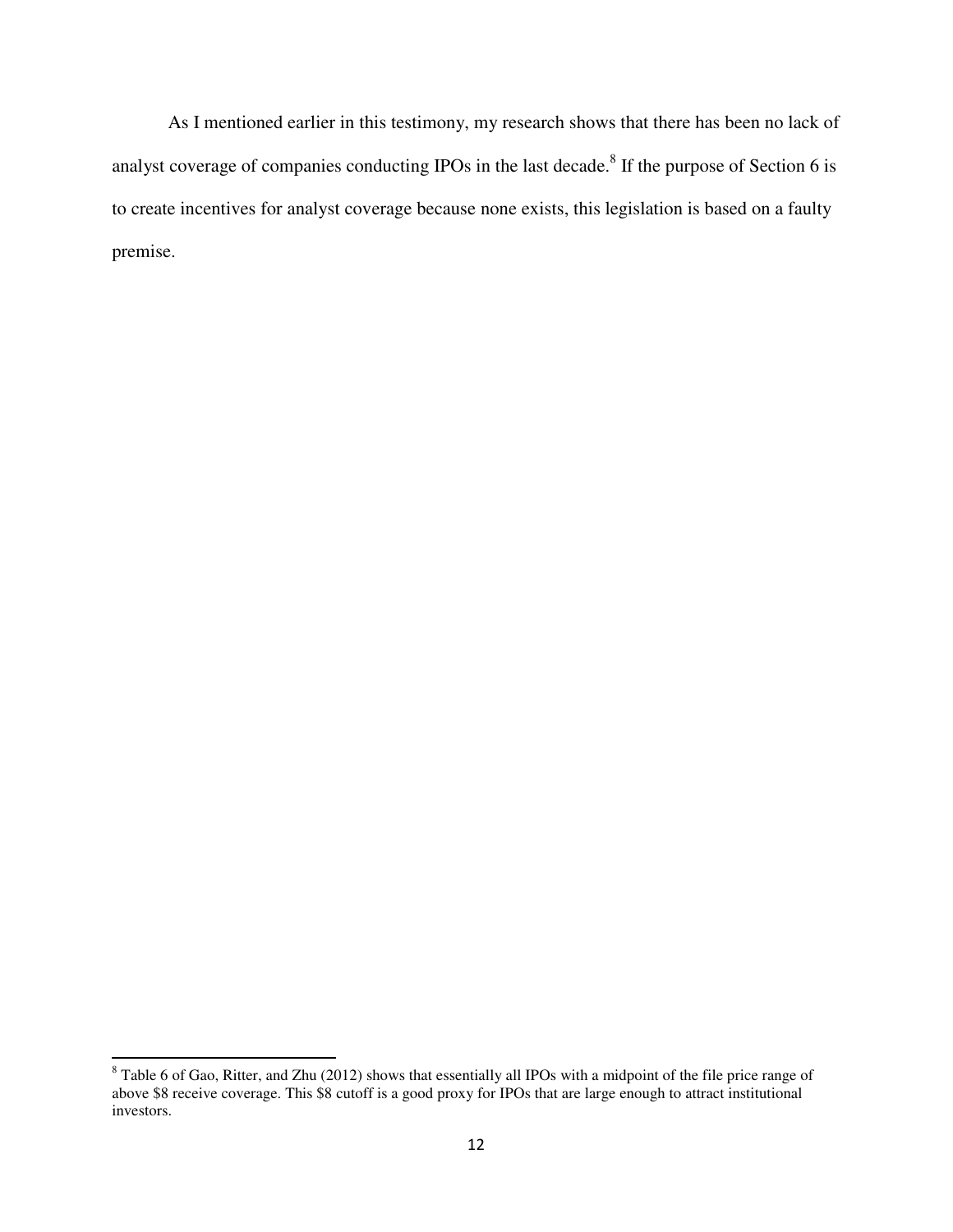As I mentioned earlier in this testimony, my research shows that there has been no lack of analyst coverage of companies conducting IPOs in the last decade.[8] If the purpose of Section 6 is to create incentives for analyst coverage because none exists, this legislation is based on a faulty premise.

---

[8] Table 6 of Gao, Ritter, and Zhu (2012) shows that essentially all IPOs with a midpoint of the file price range of above $8 receive coverage. This $8 cutoff is a good proxy for IPOs that are large enough to attract institutional investors.